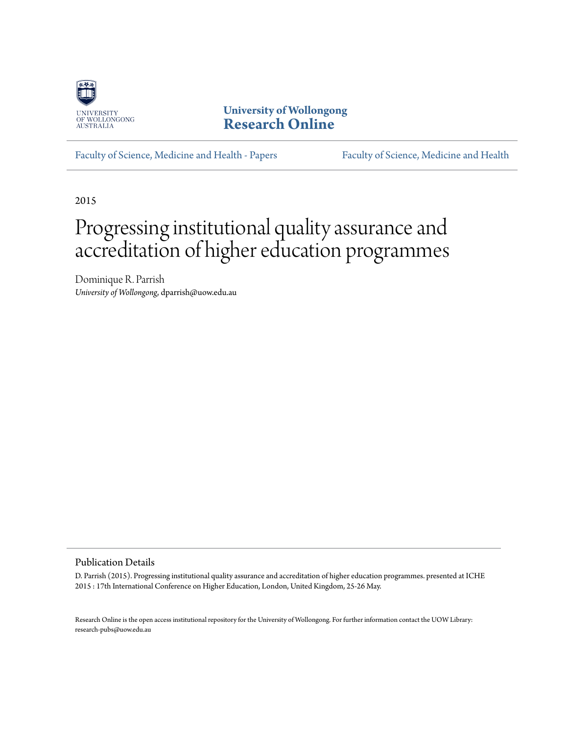University of Wollongong
**Research Online**

Faculty of Science, Medicine and Health - Papers | Faculty of Science, Medicine and Health

2015

# Progressing institutional quality assurance and accreditation of higher education programmes

Dominique R. Parrish
*University of Wollongong*, dparrish@uow.edu.au

## Publication Details

D. Parrish (2015). Progressing institutional quality assurance and accreditation of higher education programmes. presented at ICHE 2015 : 17th International Conference on Higher Education, London, United Kingdom, 25-26 May.

Research Online is the open access institutional repository for the University of Wollongong. For further information contact the UOW Library: research-pubs@uow.edu.au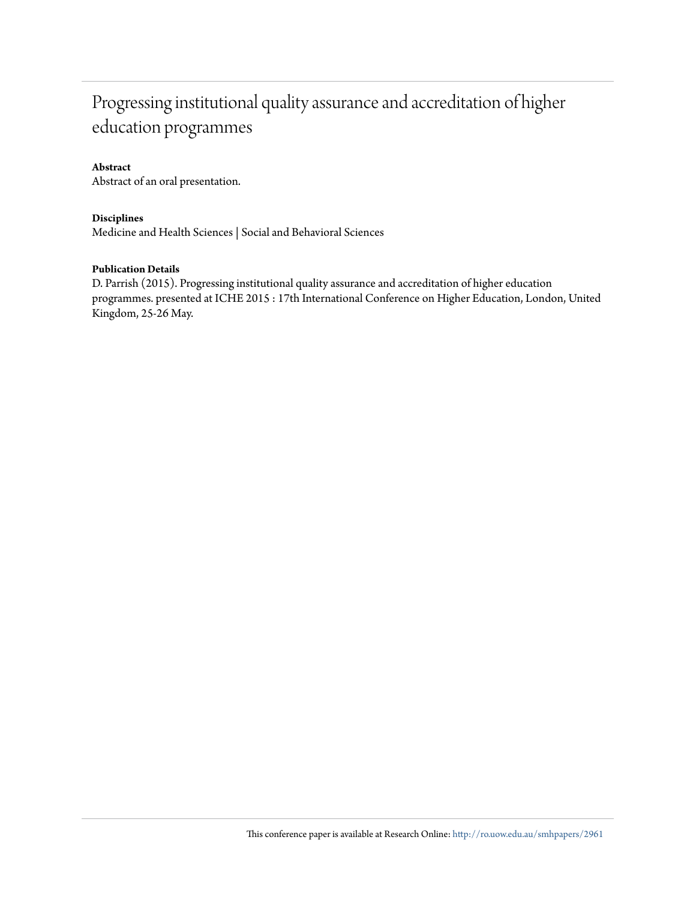# Progressing institutional quality assurance and accreditation of higher education programmes

**Abstract**

Abstract of an oral presentation.

**Disciplines**

Medicine and Health Sciences | Social and Behavioral Sciences

**Publication Details**

D. Parrish (2015). Progressing institutional quality assurance and accreditation of higher education programmes. presented at ICHE 2015 : 17th International Conference on Higher Education, London, United Kingdom, 25-26 May.

This conference paper is available at Research Online: http://ro.uow.edu.au/smhpapers/2961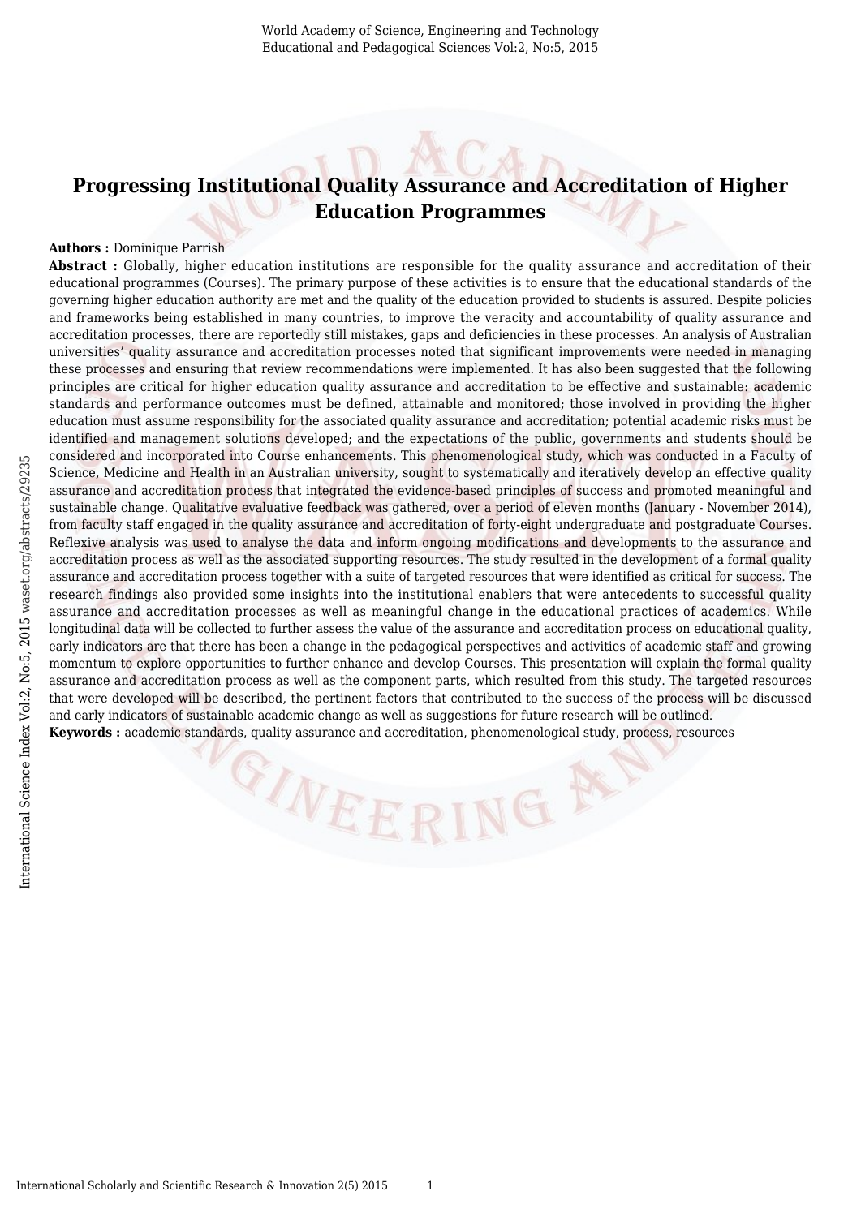# Progressing Institutional Quality Assurance and Accreditation of Higher Education Programmes

**Authors :** Dominique Parrish

**Abstract :** Globally, higher education institutions are responsible for the quality assurance and accreditation of their educational programmes (Courses). The primary purpose of these activities is to ensure that the educational standards of the governing higher education authority are met and the quality of the education provided to students is assured. Despite policies and frameworks being established in many countries, to improve the veracity and accountability of quality assurance and accreditation processes, there are reportedly still mistakes, gaps and deficiencies in these processes. An analysis of Australian universities' quality assurance and accreditation processes noted that significant improvements were needed in managing these processes and ensuring that review recommendations were implemented. It has also been suggested that the following principles are critical for higher education quality assurance and accreditation to be effective and sustainable: academic standards and performance outcomes must be defined, attainable and monitored; those involved in providing the higher education must assume responsibility for the associated quality assurance and accreditation; potential academic risks must be identified and management solutions developed; and the expectations of the public, governments and students should be considered and incorporated into Course enhancements. This phenomenological study, which was conducted in a Faculty of Science, Medicine and Health in an Australian university, sought to systematically and iteratively develop an effective quality assurance and accreditation process that integrated the evidence-based principles of success and promoted meaningful and sustainable change. Qualitative evaluative feedback was gathered, over a period of eleven months (January - November 2014), from faculty staff engaged in the quality assurance and accreditation of forty-eight undergraduate and postgraduate Courses. Reflexive analysis was used to analyse the data and inform ongoing modifications and developments to the assurance and accreditation process as well as the associated supporting resources. The study resulted in the development of a formal quality assurance and accreditation process together with a suite of targeted resources that were identified as critical for success. The research findings also provided some insights into the institutional enablers that were antecedents to successful quality assurance and accreditation processes as well as meaningful change in the educational practices of academics. While longitudinal data will be collected to further assess the value of the assurance and accreditation process on educational quality, early indicators are that there has been a change in the pedagogical perspectives and activities of academic staff and growing momentum to explore opportunities to further enhance and develop Courses. This presentation will explain the formal quality assurance and accreditation process as well as the component parts, which resulted from this study. The targeted resources that were developed will be described, the pertinent factors that contributed to the success of the process will be discussed and early indicators of sustainable academic change as well as suggestions for future research will be outlined.

**Keywords :** academic standards, quality assurance and accreditation, phenomenological study, process, resources